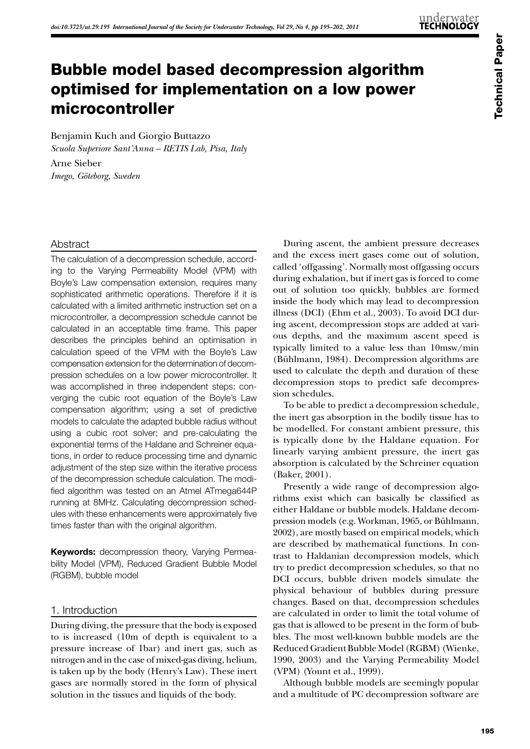# Bubble model based decompression algorithm optimised for implementation on a low power microcontroller

Benjamin Kuch and Giorgio Buttazzo
*Scuola Superiore Sant'Anna – RETIS Lab, Pisa, Italy*

Arne Sieber
*Imego, Göteborg, Sweden*

## Abstract

The calculation of a decompression schedule, according to the Varying Permeability Model (VPM) with Boyle's Law compensation extension, requires many sophisticated arithmetic operations. Therefore if it is calculated with a limited arithmetic instruction set on a microcontroller, a decompression schedule cannot be calculated in an acceptable time frame. This paper describes the principles behind an optimisation in calculation speed of the VPM with the Boyle's Law compensation extension for the determination of decompression schedules on a low power microcontroller. It was accomplished in three independent steps: converging the cubic root equation of the Boyle's Law compensation algorithm; using a set of predictive models to calculate the adapted bubble radius without using a cubic root solver; and pre-calculating the exponential terms of the Haldane and Schreiner equations, in order to reduce processing time and dynamic adjustment of the step size within the iterative process of the decompression schedule calculation. The modified algorithm was tested on an Atmel ATmega644P running at 8MHz. Calculating decompression schedules with these enhancements were approximately five times faster than with the original algorithm.

**Keywords:** decompression theory, Varying Permeability Model (VPM), Reduced Gradient Bubble Model (RGBM), bubble model

## 1. Introduction

During diving, the pressure that the body is exposed to is increased (10m of depth is equivalent to a pressure increase of 1bar) and inert gas, such as nitrogen and in the case of mixed-gas diving, helium, is taken up by the body (Henry's Law). These inert gases are normally stored in the form of physical solution in the tissues and liquids of the body.

During ascent, the ambient pressure decreases and the excess inert gases come out of solution, called 'offgassing'. Normally most offgassing occurs during exhalation, but if inert gas is forced to come out of solution too quickly, bubbles are formed inside the body which may lead to decompression illness (DCI) (Ehm et al., 2003). To avoid DCI during ascent, decompression stops are added at various depths, and the maximum ascent speed is typically limited to a value less than 10msw/min (Bühlmann, 1984). Decompression algorithms are used to calculate the depth and duration of these decompression stops to predict safe decompression schedules.

To be able to predict a decompression schedule, the inert gas absorption in the bodily tissue has to be modelled. For constant ambient pressure, this is typically done by the Haldane equation. For linearly varying ambient pressure, the inert gas absorption is calculated by the Schreiner equation (Baker, 2001).

Presently a wide range of decompression algorithms exist which can basically be classified as either Haldane or bubble models. Haldane decompression models (e.g. Workman, 1965, or Bühlmann, 2002), are mostly based on empirical models, which are described by mathematical functions. In contrast to Haldanian decompression models, which try to predict decompression schedules, so that no DCI occurs, bubble driven models simulate the physical behaviour of bubbles during pressure changes. Based on that, decompression schedules are calculated in order to limit the total volume of gas that is allowed to be present in the form of bubbles. The most well-known bubble models are the Reduced Gradient Bubble Model (RGBM) (Wienke, 1990, 2003) and the Varying Permeability Model (VPM) (Yount et al., 1999).

Although bubble models are seemingly popular and a multitude of PC decompression software are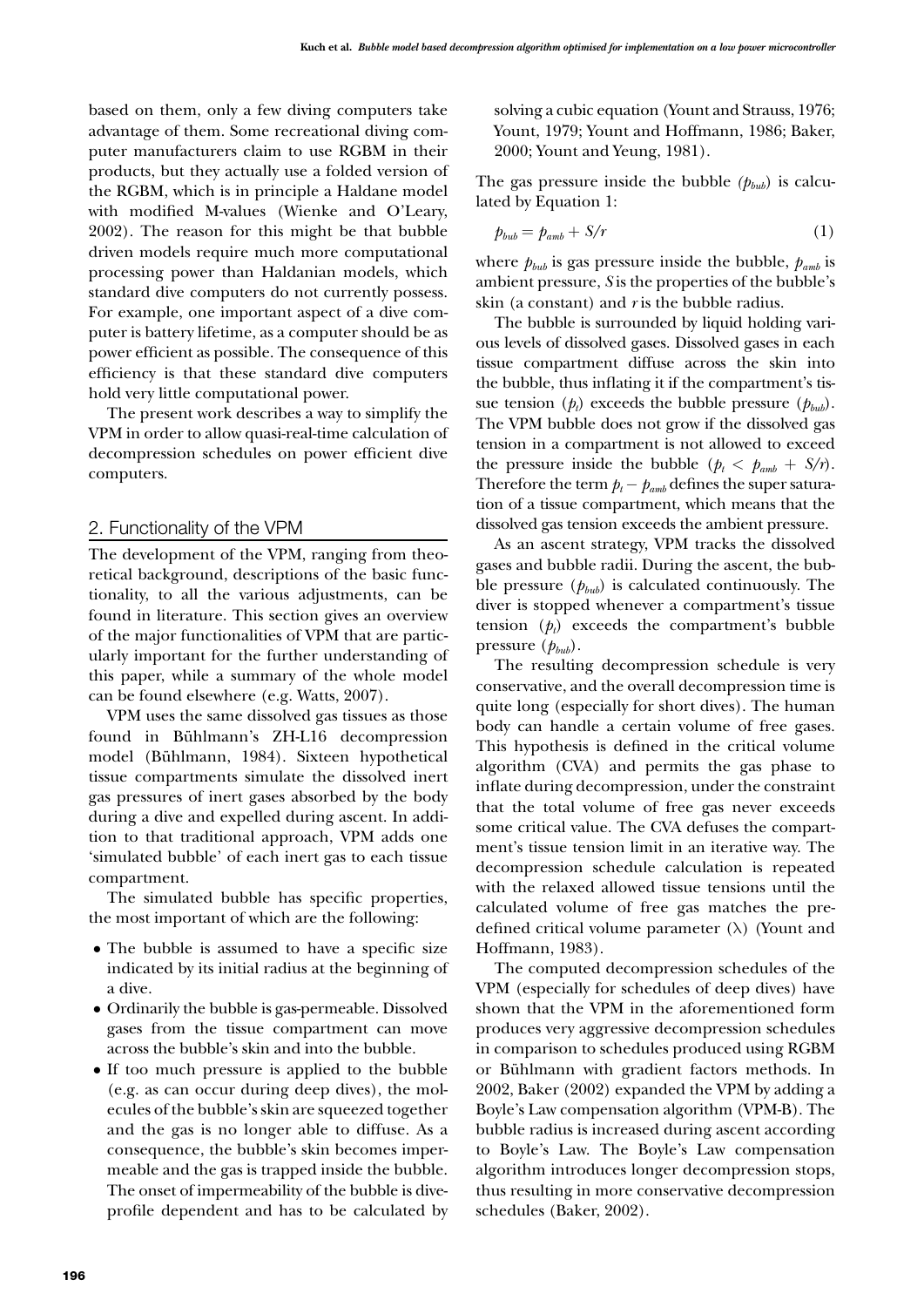based on them, only a few diving computers take advantage of them. Some recreational diving computer manufacturers claim to use RGBM in their products, but they actually use a folded version of the RGBM, which is in principle a Haldane model with modified M-values (Wienke and O'Leary, 2002). The reason for this might be that bubble driven models require much more computational processing power than Haldanian models, which standard dive computers do not currently possess. For example, one important aspect of a dive computer is battery lifetime, as a computer should be as power efficient as possible. The consequence of this efficiency is that these standard dive computers hold very little computational power.

The present work describes a way to simplify the VPM in order to allow quasi-real-time calculation of decompression schedules on power efficient dive computers.

## 2. Functionality of the VPM

The development of the VPM, ranging from theoretical background, descriptions of the basic functionality, to all the various adjustments, can be found in literature. This section gives an overview of the major functionalities of VPM that are particularly important for the further understanding of this paper, while a summary of the whole model can be found elsewhere (e.g. Watts, 2007).

VPM uses the same dissolved gas tissues as those found in Bühlmann's ZH-L16 decompression model (Bühlmann, 1984). Sixteen hypothetical tissue compartments simulate the dissolved inert gas pressures of inert gases absorbed by the body during a dive and expelled during ascent. In addition to that traditional approach, VPM adds one 'simulated bubble' of each inert gas to each tissue compartment.

The simulated bubble has specific properties, the most important of which are the following:

- The bubble is assumed to have a specific size indicated by its initial radius at the beginning of a dive.
- Ordinarily the bubble is gas-permeable. Dissolved gases from the tissue compartment can move across the bubble's skin and into the bubble.
- If too much pressure is applied to the bubble (e.g. as can occur during deep dives), the molecules of the bubble's skin are squeezed together and the gas is no longer able to diffuse. As a consequence, the bubble's skin becomes impermeable and the gas is trapped inside the bubble. The onset of impermeability of the bubble is dive-profile dependent and has to be calculated by solving a cubic equation (Yount and Strauss, 1976; Yount, 1979; Yount and Hoffmann, 1986; Baker, 2000; Yount and Yeung, 1981).

The gas pressure inside the bubble ($p_{bub}$) is calculated by Equation 1:

$$p_{bub} = p_{amb} + S/r \tag{1}$$

where $p_{bub}$ is gas pressure inside the bubble, $p_{amb}$ is ambient pressure, $S$ is the properties of the bubble's skin (a constant) and $r$ is the bubble radius.

The bubble is surrounded by liquid holding various levels of dissolved gases. Dissolved gases in each tissue compartment diffuse across the skin into the bubble, thus inflating it if the compartment's tissue tension ($p_t$) exceeds the bubble pressure ($p_{bub}$). The VPM bubble does not grow if the dissolved gas tension in a compartment is not allowed to exceed the pressure inside the bubble ($p_t < p_{amb} + S/r$). Therefore the term $p_t - p_{amb}$ defines the super saturation of a tissue compartment, which means that the dissolved gas tension exceeds the ambient pressure.

As an ascent strategy, VPM tracks the dissolved gases and bubble radii. During the ascent, the bubble pressure ($p_{bub}$) is calculated continuously. The diver is stopped whenever a compartment's tissue tension ($p_t$) exceeds the compartment's bubble pressure ($p_{bub}$).

The resulting decompression schedule is very conservative, and the overall decompression time is quite long (especially for short dives). The human body can handle a certain volume of free gases. This hypothesis is defined in the critical volume algorithm (CVA) and permits the gas phase to inflate during decompression, under the constraint that the total volume of free gas never exceeds some critical value. The CVA defuses the compartment's tissue tension limit in an iterative way. The decompression schedule calculation is repeated with the relaxed allowed tissue tensions until the calculated volume of free gas matches the predefined critical volume parameter ($\lambda$) (Yount and Hoffmann, 1983).

The computed decompression schedules of the VPM (especially for schedules of deep dives) have shown that the VPM in the aforementioned form produces very aggressive decompression schedules in comparison to schedules produced using RGBM or Bühlmann with gradient factors methods. In 2002, Baker (2002) expanded the VPM by adding a Boyle's Law compensation algorithm (VPM-B). The bubble radius is increased during ascent according to Boyle's Law. The Boyle's Law compensation algorithm introduces longer decompression stops, thus resulting in more conservative decompression schedules (Baker, 2002).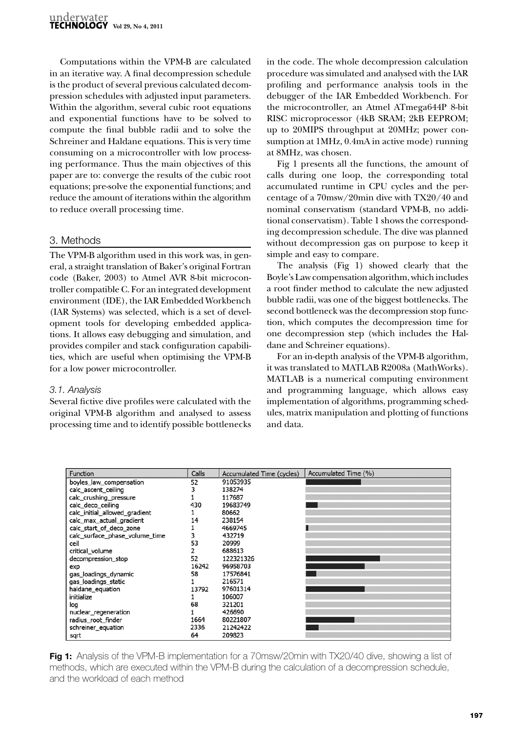Computations within the VPM-B are calculated in an iterative way. A final decompression schedule is the product of several previous calculated decompression schedules with adjusted input parameters. Within the algorithm, several cubic root equations and exponential functions have to be solved to compute the final bubble radii and to solve the Schreiner and Haldane equations. This is very time consuming on a microcontroller with low processing performance. Thus the main objectives of this paper are to: converge the results of the cubic root equations; pre-solve the exponential functions; and reduce the amount of iterations within the algorithm to reduce overall processing time.

## 3. Methods

The VPM-B algorithm used in this work was, in general, a straight translation of Baker's original Fortran code (Baker, 2003) to Atmel AVR 8-bit microcontroller compatible C. For an integrated development environment (IDE), the IAR Embedded Workbench (IAR Systems) was selected, which is a set of development tools for developing embedded applications. It allows easy debugging and simulation, and provides compiler and stack configuration capabilities, which are useful when optimising the VPM-B for a low power microcontroller.

### *3.1. Analysis*

Several fictive dive profiles were calculated with the original VPM-B algorithm and analysed to assess processing time and to identify possible bottlenecks in the code. The whole decompression calculation procedure was simulated and analysed with the IAR profiling and performance analysis tools in the debugger of the IAR Embedded Workbench. For the microcontroller, an Atmel ATmega644P 8-bit RISC microprocessor (4kB SRAM; 2kB EEPROM; up to 20MIPS throughput at 20MHz; power consumption at 1MHz, 0.4mA in active mode) running at 8MHz, was chosen.

Fig 1 presents all the functions, the amount of calls during one loop, the corresponding total accumulated runtime in CPU cycles and the percentage of a 70msw/20min dive with TX20/40 and nominal conservatism (standard VPM-B, no additional conservatism). Table 1 shows the corresponding decompression schedule. The dive was planned without decompression gas on purpose to keep it simple and easy to compare.

The analysis (Fig 1) showed clearly that the Boyle's Law compensation algorithm, which includes a root finder method to calculate the new adjusted bubble radii, was one of the biggest bottlenecks. The second bottleneck was the decompression stop function, which computes the decompression time for one decompression step (which includes the Haldane and Schreiner equations).

For an in-depth analysis of the VPM-B algorithm, it was translated to MATLAB R2008a (MathWorks). MATLAB is a numerical computing environment and programming language, which allows easy implementation of algorithms, programming schedules, matrix manipulation and plotting of functions and data.

| Function | Calls | Accumulated Time (cycles) | Accumulated Time (%) |
|---|---|---|---|
| boyles_law_compensation | 52 | 91053935 | |
| calc_ascent_ceiling | 3 | 138274 | |
| calc_crushing_pressure | 1 | 117687 | |
| calc_deco_ceiling | 430 | 19683749 | |
| calc_initial_allowed_gradient | 1 | 80662 | |
| calc_max_actual_gradient | 14 | 238154 | |
| calc_start_of_deco_zone | 1 | 4669745 | |
| calc_surface_phase_volume_time | 3 | 432719 | |
| ceil | 53 | 20999 | |
| critical_volume | 2 | 688613 | |
| decompression_stop | 52 | 122321326 | |
| exp | 16242 | 96958703 | |
| gas_loadings_dynamic | 58 | 17576841 | |
| gas_loadings_static | 1 | 216571 | |
| haldane_equation | 13792 | 97601314 | |
| initialize | 1 | 106007 | |
| log | 68 | 321201 | |
| nuclear_regeneration | 1 | 426690 | |
| radius_root_finder | 1664 | 80221807 | |
| schreiner_equation | 2336 | 21242422 | |
| sqrt | 64 | 209823 | |

**Fig 1:** Analysis of the VPM-B implementation for a 70msw/20min with TX20/40 dive, showing a list of methods, which are executed within the VPM-B during the calculation of a decompression schedule, and the workload of each method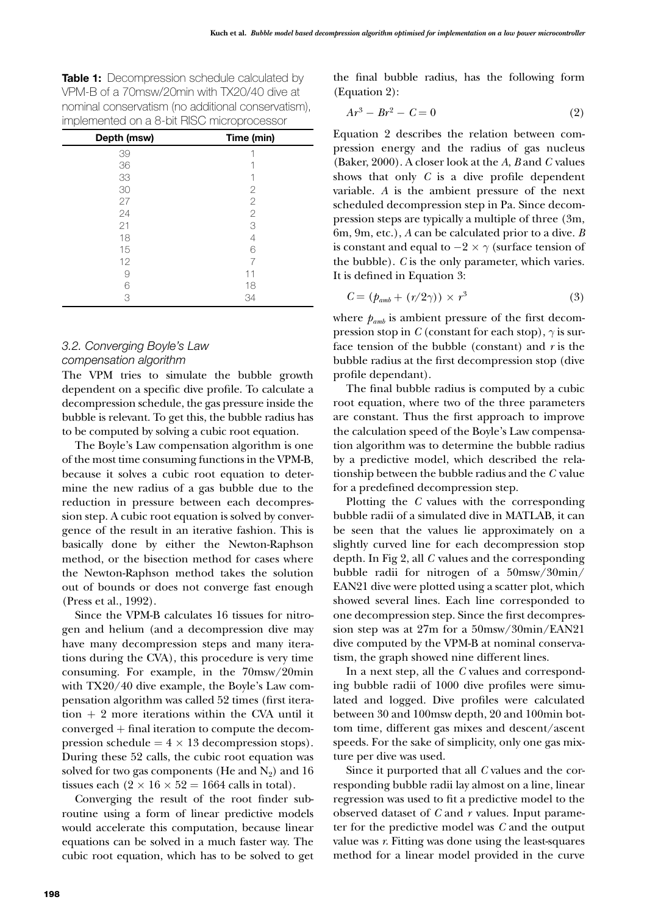**Table 1:** Decompression schedule calculated by VPM-B of a 70msw/20min with TX20/40 dive at nominal conservatism (no additional conservatism), implemented on a 8-bit RISC microprocessor

| Depth (msw) | Time (min) |
|---|---|
| 39 | 1 |
| 36 | 1 |
| 33 | 1 |
| 30 | 2 |
| 27 | 2 |
| 24 | 2 |
| 21 | 3 |
| 18 | 4 |
| 15 | 6 |
| 12 | 7 |
| 9 | 11 |
| 6 | 18 |
| 3 | 34 |

### *3.2. Converging Boyle's Law compensation algorithm*

The VPM tries to simulate the bubble growth dependent on a specific dive profile. To calculate a decompression schedule, the gas pressure inside the bubble is relevant. To get this, the bubble radius has to be computed by solving a cubic root equation.

The Boyle's Law compensation algorithm is one of the most time consuming functions in the VPM-B, because it solves a cubic root equation to determine the new radius of a gas bubble due to the reduction in pressure between each decompression step. A cubic root equation is solved by convergence of the result in an iterative fashion. This is basically done by either the Newton-Raphson method, or the bisection method for cases where the Newton-Raphson method takes the solution out of bounds or does not converge fast enough (Press et al., 1992).

Since the VPM-B calculates 16 tissues for nitrogen and helium (and a decompression dive may have many decompression steps and many iterations during the CVA), this procedure is very time consuming. For example, in the 70msw/20min with TX20/40 dive example, the Boyle's Law compensation algorithm was called 52 times (first iteration + 2 more iterations within the CVA until it converged + final iteration to compute the decompression schedule = 4 × 13 decompression stops). During these 52 calls, the cubic root equation was solved for two gas components (He and $N_2$) and 16 tissues each ($2 \times 16 \times 52 = 1664$ calls in total).

Converging the result of the root finder subroutine using a form of linear predictive models would accelerate this computation, because linear equations can be solved in a much faster way. The cubic root equation, which has to be solved to get the final bubble radius, has the following form (Equation 2):

$$Ar^3 - Br^2 - C = 0 \tag{2}$$

Equation 2 describes the relation between compression energy and the radius of gas nucleus (Baker, 2000). A closer look at the *A*, *B* and *C* values shows that only *C* is a dive profile dependent variable. *A* is the ambient pressure of the next scheduled decompression step in Pa. Since decompression steps are typically a multiple of three (3m, 6m, 9m, etc.), *A* can be calculated prior to a dive. *B* is constant and equal to $-2 \times \gamma$ (surface tension of the bubble). *C* is the only parameter, which varies. It is defined in Equation 3:

$$C = (p_{amb} + (r/2\gamma)) \times r^3 \tag{3}$$

where $p_{amb}$ is ambient pressure of the first decompression stop in *C* (constant for each stop), $\gamma$ is surface tension of the bubble (constant) and *r* is the bubble radius at the first decompression stop (dive profile dependant).

The final bubble radius is computed by a cubic root equation, where two of the three parameters are constant. Thus the first approach to improve the calculation speed of the Boyle's Law compensation algorithm was to determine the bubble radius by a predictive model, which described the relationship between the bubble radius and the *C* value for a predefined decompression step.

Plotting the *C* values with the corresponding bubble radii of a simulated dive in MATLAB, it can be seen that the values lie approximately on a slightly curved line for each decompression stop depth. In Fig 2, all *C* values and the corresponding bubble radii for nitrogen of a 50msw/30min/EAN21 dive were plotted using a scatter plot, which showed several lines. Each line corresponded to one decompression step. Since the first decompression step was at 27m for a 50msw/30min/EAN21 dive computed by the VPM-B at nominal conservatism, the graph showed nine different lines.

In a next step, all the *C* values and corresponding bubble radii of 1000 dive profiles were simulated and logged. Dive profiles were calculated between 30 and 100msw depth, 20 and 100min bottom time, different gas mixes and descent/ascent speeds. For the sake of simplicity, only one gas mixture per dive was used.

Since it purported that all *C* values and the corresponding bubble radii lay almost on a line, linear regression was used to fit a predictive model to the observed dataset of *C* and *r* values. Input parameter for the predictive model was *C* and the output value was *r*. Fitting was done using the least-squares method for a linear model provided in the curve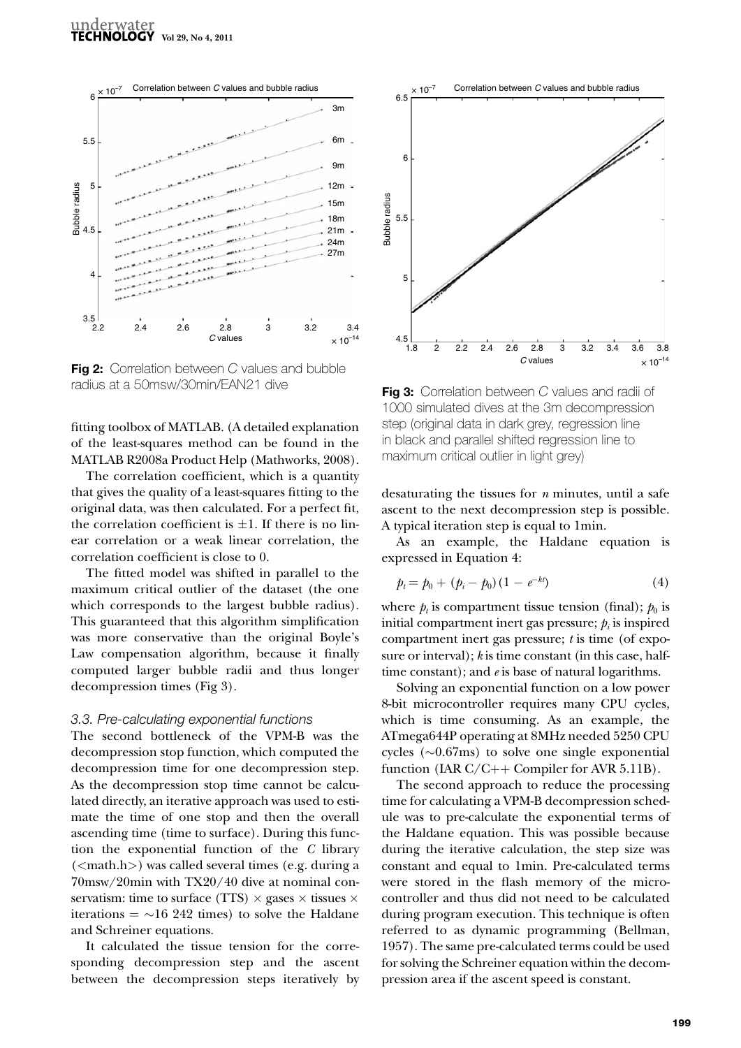**Fig 2:** Correlation between *C* values and bubble radius at a 50msw/30min/EAN21 dive

**Fig 3:** Correlation between *C* values and radii of 1000 simulated dives at the 3m decompression step (original data in dark grey, regression line in black and parallel shifted regression line to maximum critical outlier in light grey)

fitting toolbox of MATLAB. (A detailed explanation of the least-squares method can be found in the MATLAB R2008a Product Help (Mathworks, 2008).

The correlation coefficient, which is a quantity that gives the quality of a least-squares fitting to the original data, was then calculated. For a perfect fit, the correlation coefficient is $\pm 1$. If there is no linear correlation or a weak linear correlation, the correlation coefficient is close to 0.

The fitted model was shifted in parallel to the maximum critical outlier of the dataset (the one which corresponds to the largest bubble radius). This guaranteed that this algorithm simplification was more conservative than the original Boyle's Law compensation algorithm, because it finally computed larger bubble radii and thus longer decompression times (Fig 3).

### 3.3. Pre-calculating exponential functions

The second bottleneck of the VPM-B was the decompression stop function, which computed the decompression time for one decompression step. As the decompression stop time cannot be calculated directly, an iterative approach was used to estimate the time of one stop and then the overall ascending time (time to surface). During this function the exponential function of the *C* library (<math.h>) was called several times (e.g. during a 70msw/20min with TX20/40 dive at nominal conservatism: time to surface (TTS) × gases × tissues × iterations = ~16 242 times) to solve the Haldane and Schreiner equations.

It calculated the tissue tension for the corresponding decompression step and the ascent between the decompression steps iteratively by desaturating the tissues for *n* minutes, until a safe ascent to the next decompression step is possible. A typical iteration step is equal to 1min.

As an example, the Haldane equation is expressed in Equation 4:

$$p_t = p_0 + (p_i - p_0)(1 - e^{-kt}) \qquad (4)$$

where $p_t$ is compartment tissue tension (final); $p_0$ is initial compartment inert gas pressure; $p_i$ is inspired compartment inert gas pressure; $t$ is time (of exposure or interval); $k$ is time constant (in this case, half-time constant); and $e$ is base of natural logarithms.

Solving an exponential function on a low power 8-bit microcontroller requires many CPU cycles, which is time consuming. As an example, the ATmega644P operating at 8MHz needed 5250 CPU cycles (~0.67ms) to solve one single exponential function (IAR C/C++ Compiler for AVR 5.11B).

The second approach to reduce the processing time for calculating a VPM-B decompression schedule was to pre-calculate the exponential terms of the Haldane equation. This was possible because during the iterative calculation, the step size was constant and equal to 1min. Pre-calculated terms were stored in the flash memory of the microcontroller and thus did not need to be calculated during program execution. This technique is often referred to as dynamic programming (Bellman, 1957). The same pre-calculated terms could be used for solving the Schreiner equation within the decompression area if the ascent speed is constant.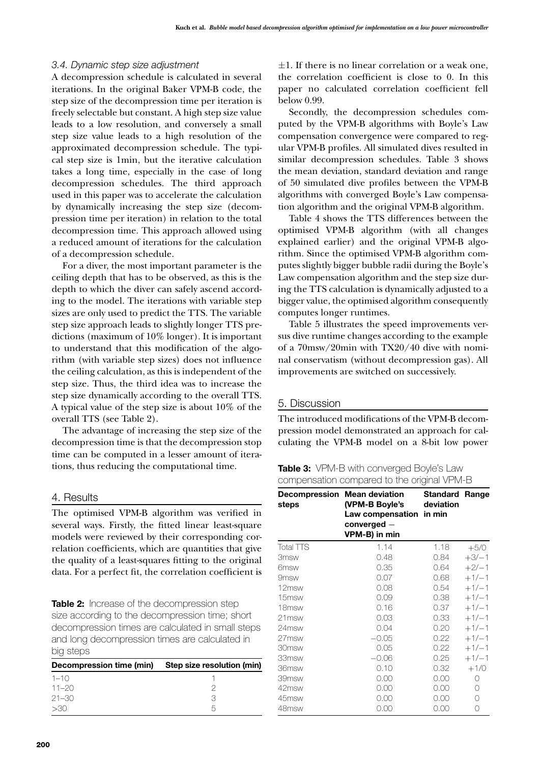### 3.4. Dynamic step size adjustment

A decompression schedule is calculated in several iterations. In the original Baker VPM-B code, the step size of the decompression time per iteration is freely selectable but constant. A high step size value leads to a low resolution, and conversely a small step size value leads to a high resolution of the approximated decompression schedule. The typical step size is 1min, but the iterative calculation takes a long time, especially in the case of long decompression schedules. The third approach used in this paper was to accelerate the calculation by dynamically increasing the step size (decompression time per iteration) in relation to the total decompression time. This approach allowed using a reduced amount of iterations for the calculation of a decompression schedule.

For a diver, the most important parameter is the ceiling depth that has to be observed, as this is the depth to which the diver can safely ascend according to the model. The iterations with variable step sizes are only used to predict the TTS. The variable step size approach leads to slightly longer TTS predictions (maximum of 10% longer). It is important to understand that this modification of the algorithm (with variable step sizes) does not influence the ceiling calculation, as this is independent of the step size. Thus, the third idea was to increase the step size dynamically according to the overall TTS. A typical value of the step size is about 10% of the overall TTS (see Table 2).

The advantage of increasing the step size of the decompression time is that the decompression stop time can be computed in a lesser amount of iterations, thus reducing the computational time.

**Table 2:** Increase of the decompression step size according to the decompression time; short decompression times are calculated in small steps and long decompression times are calculated in big steps

| Decompression time (min) | Step size resolution (min) |
|---|---|
| 1–10 | 1 |
| 11–20 | 2 |
| 21–30 | 3 |
| >30 | 5 |

## 4. Results

The optimised VPM-B algorithm was verified in several ways. Firstly, the fitted linear least-square models were reviewed by their corresponding correlation coefficients, which are quantities that give the quality of a least-squares fitting to the original data. For a perfect fit, the correlation coefficient is $\pm 1$. If there is no linear correlation or a weak one, the correlation coefficient is close to 0. In this paper no calculated correlation coefficient fell below 0.99.

Secondly, the decompression schedules computed by the VPM-B algorithms with Boyle's Law compensation convergence were compared to regular VPM-B profiles. All simulated dives resulted in similar decompression schedules. Table 3 shows the mean deviation, standard deviation and range of 50 simulated dive profiles between the VPM-B algorithms with converged Boyle's Law compensation algorithm and the original VPM-B algorithm.

Table 4 shows the TTS differences between the optimised VPM-B algorithm (with all changes explained earlier) and the original VPM-B algorithm. Since the optimised VPM-B algorithm computes slightly bigger bubble radii during the Boyle's Law compensation algorithm and the step size during the TTS calculation is dynamically adjusted to a bigger value, the optimised algorithm consequently computes longer runtimes.

Table 5 illustrates the speed improvements versus dive runtime changes according to the example of a 70msw/20min with TX20/40 dive with nominal conservatism (without decompression gas). All improvements are switched on successively.

## 5. Discussion

The introduced modifications of the VPM-B decompression model demonstrated an approach for calculating the VPM-B model on a 8-bit low power

**Table 3:** VPM-B with converged Boyle's Law compensation compared to the original VPM-B

| Decompression steps | Mean deviation (VPM-B Boyle's Law compensation converged − VPM-B) in min | Standard deviation in min | Range |
|---|---|---|---|
| Total TTS | 1.14 | 1.18 | +5/0 |
| 3msw | 0.48 | 0.84 | +3/−1 |
| 6msw | 0.35 | 0.64 | +2/−1 |
| 9msw | 0.07 | 0.68 | +1/−1 |
| 12msw | 0.08 | 0.54 | +1/−1 |
| 15msw | 0.09 | 0.38 | +1/−1 |
| 18msw | 0.16 | 0.37 | +1/−1 |
| 21msw | 0.03 | 0.33 | +1/−1 |
| 24msw | 0.04 | 0.20 | +1/−1 |
| 27msw | −0.05 | 0.22 | +1/−1 |
| 30msw | 0.05 | 0.22 | +1/−1 |
| 33msw | −0.06 | 0.25 | +1/−1 |
| 36msw | 0.10 | 0.32 | +1/0 |
| 39msw | 0.00 | 0.00 | 0 |
| 42msw | 0.00 | 0.00 | 0 |
| 45msw | 0.00 | 0.00 | 0 |
| 48msw | 0.00 | 0.00 | 0 |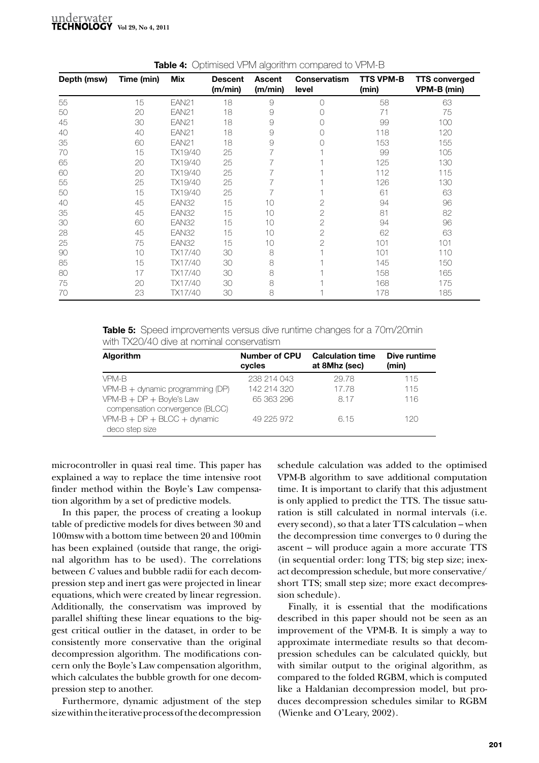**Table 4:** Optimised VPM algorithm compared to VPM-B

| Depth (msw) | Time (min) | Mix | Descent (m/min) | Ascent (m/min) | Conservatism level | TTS VPM-B (min) | TTS converged VPM-B (min) |
|---|---|---|---|---|---|---|---|
| 55 | 15 | EAN21 | 18 | 9 | 0 | 58 | 63 |
| 50 | 20 | EAN21 | 18 | 9 | 0 | 71 | 75 |
| 45 | 30 | EAN21 | 18 | 9 | 0 | 99 | 100 |
| 40 | 40 | EAN21 | 18 | 9 | 0 | 118 | 120 |
| 35 | 60 | EAN21 | 18 | 9 | 0 | 153 | 155 |
| 70 | 15 | TX19/40 | 25 | 7 | 1 | 99 | 105 |
| 65 | 20 | TX19/40 | 25 | 7 | 1 | 125 | 130 |
| 60 | 20 | TX19/40 | 25 | 7 | 1 | 112 | 115 |
| 55 | 25 | TX19/40 | 25 | 7 | 1 | 126 | 130 |
| 50 | 15 | TX19/40 | 25 | 7 | 1 | 61 | 63 |
| 40 | 45 | EAN32 | 15 | 10 | 2 | 94 | 96 |
| 35 | 45 | EAN32 | 15 | 10 | 2 | 81 | 82 |
| 30 | 60 | EAN32 | 15 | 10 | 2 | 94 | 96 |
| 28 | 45 | EAN32 | 15 | 10 | 2 | 62 | 63 |
| 25 | 75 | EAN32 | 15 | 10 | 2 | 101 | 101 |
| 90 | 10 | TX17/40 | 30 | 8 | 1 | 101 | 110 |
| 85 | 15 | TX17/40 | 30 | 8 | 1 | 145 | 150 |
| 80 | 17 | TX17/40 | 30 | 8 | 1 | 158 | 165 |
| 75 | 20 | TX17/40 | 30 | 8 | 1 | 168 | 175 |
| 70 | 23 | TX17/40 | 30 | 8 | 1 | 178 | 185 |

**Table 5:** Speed improvements versus dive runtime changes for a 70m/20min with TX20/40 dive at nominal conservatism

| Algorithm | Number of CPU cycles | Calculation time at 8Mhz (sec) | Dive runtime (min) |
|---|---|---|---|
| VPM-B | 238 214 043 | 29.78 | 115 |
| VPM-B + dynamic programming (DP) | 142 214 320 | 17.78 | 115 |
| VPM-B + DP + Boyle's Law compensation convergence (BLCC) | 65 363 296 | 8.17 | 116 |
| VPM-B + DP + BLCC + dynamic deco step size | 49 225 972 | 6.15 | 120 |

microcontroller in quasi real time. This paper has explained a way to replace the time intensive root finder method within the Boyle's Law compensation algorithm by a set of predictive models.

In this paper, the process of creating a lookup table of predictive models for dives between 30 and 100msw with a bottom time between 20 and 100min has been explained (outside that range, the original algorithm has to be used). The correlations between $C$ values and bubble radii for each decompression step and inert gas were projected in linear equations, which were created by linear regression. Additionally, the conservatism was improved by parallel shifting these linear equations to the biggest critical outlier in the dataset, in order to be consistently more conservative than the original decompression algorithm. The modifications concern only the Boyle's Law compensation algorithm, which calculates the bubble growth for one decompression step to another.

Furthermore, dynamic adjustment of the step size within the iterative process of the decompression schedule calculation was added to the optimised VPM-B algorithm to save additional computation time. It is important to clarify that this adjustment is only applied to predict the TTS. The tissue saturation is still calculated in normal intervals (i.e. every second), so that a later TTS calculation – when the decompression time converges to 0 during the ascent – will produce again a more accurate TTS (in sequential order: long TTS; big step size; inexact decompression schedule, but more conservative/short TTS; small step size; more exact decompression schedule).

Finally, it is essential that the modifications described in this paper should not be seen as an improvement of the VPM-B. It is simply a way to approximate intermediate results so that decompression schedules can be calculated quickly, but with similar output to the original algorithm, as compared to the folded RGBM, which is computed like a Haldanian decompression model, but produces decompression schedules similar to RGBM (Wienke and O'Leary, 2002).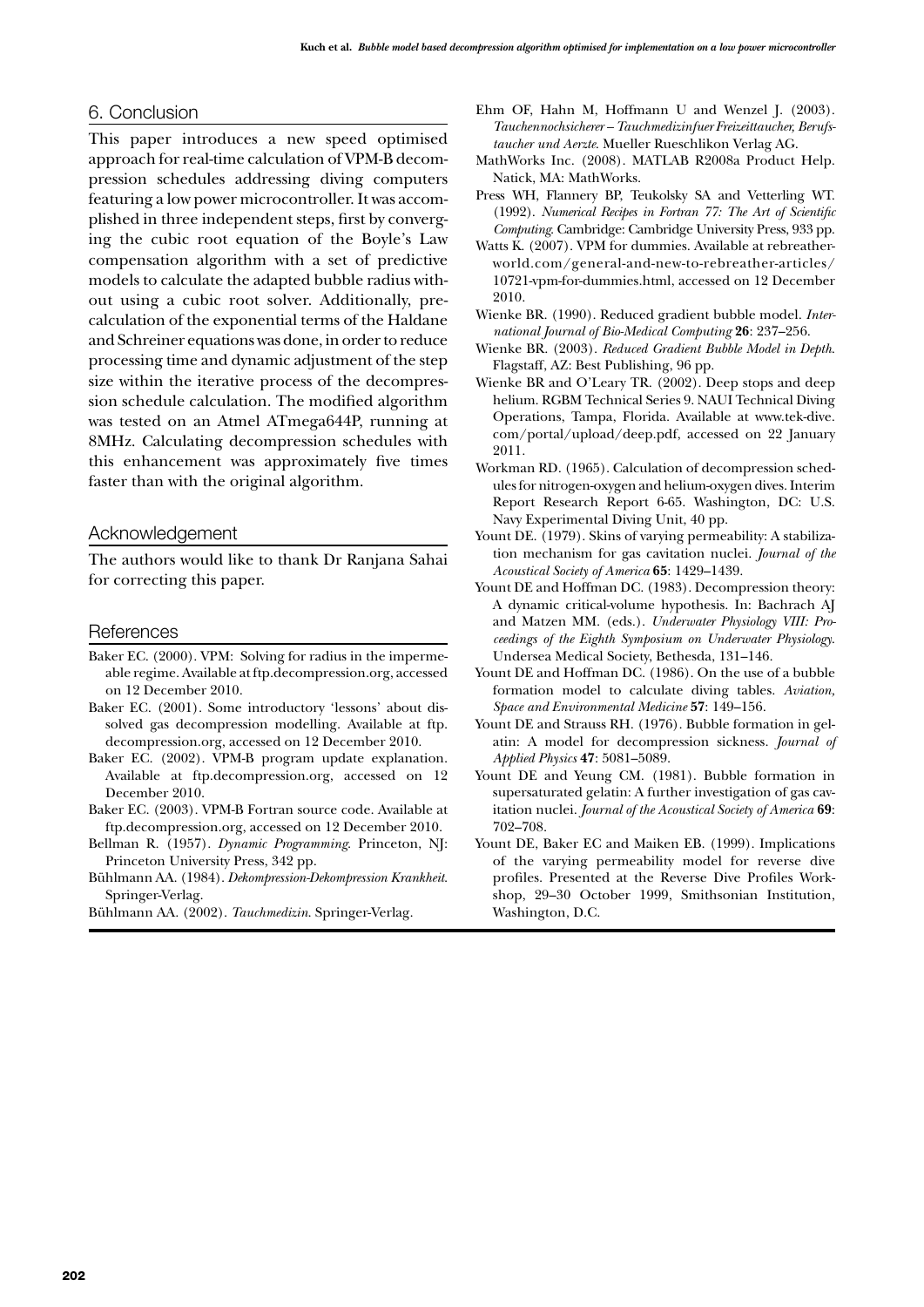## 6. Conclusion

This paper introduces a new speed optimised approach for real-time calculation of VPM-B decompression schedules addressing diving computers featuring a low power microcontroller. It was accomplished in three independent steps, first by converging the cubic root equation of the Boyle's Law compensation algorithm with a set of predictive models to calculate the adapted bubble radius without using a cubic root solver. Additionally, precalculation of the exponential terms of the Haldane and Schreiner equations was done, in order to reduce processing time and dynamic adjustment of the step size within the iterative process of the decompression schedule calculation. The modified algorithm was tested on an Atmel ATmega644P, running at 8MHz. Calculating decompression schedules with this enhancement was approximately five times faster than with the original algorithm.

## Acknowledgement

The authors would like to thank Dr Ranjana Sahai for correcting this paper.

## References

Baker EC. (2000). VPM: Solving for radius in the impermeable regime. Available at ftp.decompression.org, accessed on 12 December 2010.

Baker EC. (2001). Some introductory 'lessons' about dissolved gas decompression modelling. Available at ftp.decompression.org, accessed on 12 December 2010.

Baker EC. (2002). VPM-B program update explanation. Available at ftp.decompression.org, accessed on 12 December 2010.

Baker EC. (2003). VPM-B Fortran source code. Available at ftp.decompression.org, accessed on 12 December 2010.

Bellman R. (1957). *Dynamic Programming*. Princeton, NJ: Princeton University Press, 342 pp.

Bühlmann AA. (1984). *Dekompression-Dekompression Krankheit*. Springer-Verlag.

Bühlmann AA. (2002). *Tauchmedizin*. Springer-Verlag.

Ehm OF, Hahn M, Hoffmann U and Wenzel J. (2003). *Tauchennochsicherer – Tauchmedizinfuer Freizeittaucher, Berufstaucher und Aerzte*. Mueller Rueschlikon Verlag AG.

MathWorks Inc. (2008). MATLAB R2008a Product Help. Natick, MA: MathWorks.

Press WH, Flannery BP, Teukolsky SA and Vetterling WT. (1992). *Numerical Recipes in Fortran 77: The Art of Scientific Computing*. Cambridge: Cambridge University Press, 933 pp.

Watts K. (2007). VPM for dummies. Available at rebreatherworld.com/general-and-new-to-rebreather-articles/10721-vpm-for-dummies.html, accessed on 12 December 2010.

Wienke BR. (1990). Reduced gradient bubble model. *International Journal of Bio-Medical Computing* **26**: 237–256.

Wienke BR. (2003). *Reduced Gradient Bubble Model in Depth*. Flagstaff, AZ: Best Publishing, 96 pp.

Wienke BR and O'Leary TR. (2002). Deep stops and deep helium. RGBM Technical Series 9. NAUI Technical Diving Operations, Tampa, Florida. Available at www.tek-dive.com/portal/upload/deep.pdf, accessed on 22 January 2011.

Workman RD. (1965). Calculation of decompression schedules for nitrogen-oxygen and helium-oxygen dives. Interim Report Research Report 6-65. Washington, DC: U.S. Navy Experimental Diving Unit, 40 pp.

Yount DE. (1979). Skins of varying permeability: A stabilization mechanism for gas cavitation nuclei. *Journal of the Acoustical Society of America* **65**: 1429–1439.

Yount DE and Hoffman DC. (1983). Decompression theory: A dynamic critical-volume hypothesis. In: Bachrach AJ and Matzen MM. (eds.). *Underwater Physiology VIII: Proceedings of the Eighth Symposium on Underwater Physiology*. Undersea Medical Society, Bethesda, 131–146.

Yount DE and Hoffman DC. (1986). On the use of a bubble formation model to calculate diving tables. *Aviation, Space and Environmental Medicine* **57**: 149–156.

Yount DE and Strauss RH. (1976). Bubble formation in gelatin: A model for decompression sickness. *Journal of Applied Physics* **47**: 5081–5089.

Yount DE and Yeung CM. (1981). Bubble formation in supersaturated gelatin: A further investigation of gas cavitation nuclei. *Journal of the Acoustical Society of America* **69**: 702–708.

Yount DE, Baker EC and Maiken EB. (1999). Implications of the varying permeability model for reverse dive profiles. Presented at the Reverse Dive Profiles Workshop, 29–30 October 1999, Smithsonian Institution, Washington, D.C.